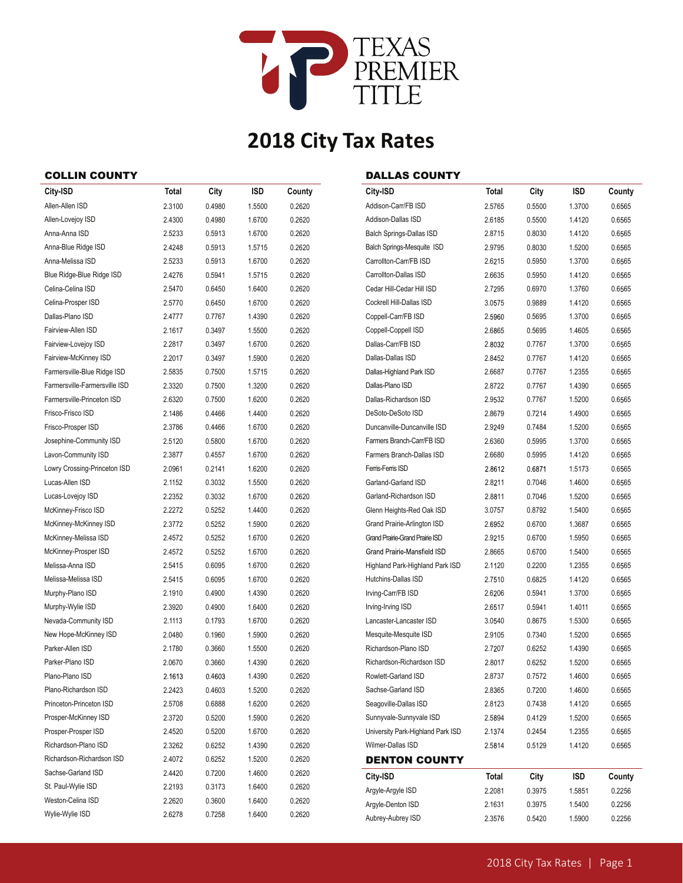# 2018 City Tax Rates

## COLLIN COUNTY

| City-ISD | Total | City | ISD | County |
|---|---|---|---|---|
| Allen-Allen ISD | 2.3100 | 0.4980 | 1.5500 | 0.2620 |
| Allen-Lovejoy ISD | 2.4300 | 0.4980 | 1.6700 | 0.2620 |
| Anna-Anna ISD | 2.5233 | 0.5913 | 1.6700 | 0.2620 |
| Anna-Blue Ridge ISD | 2.4248 | 0.5913 | 1.5715 | 0.2620 |
| Anna-Melissa ISD | 2.5233 | 0.5913 | 1.6700 | 0.2620 |
| Blue Ridge-Blue Ridge ISD | 2.4276 | 0.5941 | 1.5715 | 0.2620 |
| Celina-Celina ISD | 2.5470 | 0.6450 | 1.6400 | 0.2620 |
| Celina-Prosper ISD | 2.5770 | 0.6450 | 1.6700 | 0.2620 |
| Dallas-Plano ISD | 2.4777 | 0.7767 | 1.4390 | 0.2620 |
| Fairview-Allen ISD | 2.1617 | 0.3497 | 1.5500 | 0.2620 |
| Fairview-Lovejoy ISD | 2.2817 | 0.3497 | 1.6700 | 0.2620 |
| Fairview-McKinney ISD | 2.2017 | 0.3497 | 1.5900 | 0.2620 |
| Farmersville-Blue Ridge ISD | 2.5835 | 0.7500 | 1.5715 | 0.2620 |
| Farmersville-Farmersville ISD | 2.3320 | 0.7500 | 1.3200 | 0.2620 |
| Farmersville-Princeton ISD | 2.6320 | 0.7500 | 1.6200 | 0.2620 |
| Frisco-Frisco ISD | 2.1486 | 0.4466 | 1.4400 | 0.2620 |
| Frisco-Prosper ISD | 2.3786 | 0.4466 | 1.6700 | 0.2620 |
| Josephine-Community ISD | 2.5120 | 0.5800 | 1.6700 | 0.2620 |
| Lavon-Community ISD | 2.3877 | 0.4557 | 1.6700 | 0.2620 |
| Lowry Crossing-Princeton ISD | 2.0961 | 0.2141 | 1.6200 | 0.2620 |
| Lucas-Allen ISD | 2.1152 | 0.3032 | 1.5500 | 0.2620 |
| Lucas-Lovejoy ISD | 2.2352 | 0.3032 | 1.6700 | 0.2620 |
| McKinney-Frisco ISD | 2.2272 | 0.5252 | 1.4400 | 0.2620 |
| McKinney-McKinney ISD | 2.3772 | 0.5252 | 1.5900 | 0.2620 |
| McKinney-Melissa ISD | 2.4572 | 0.5252 | 1.6700 | 0.2620 |
| McKinney-Prosper ISD | 2.4572 | 0.5252 | 1.6700 | 0.2620 |
| Melissa-Anna ISD | 2.5415 | 0.6095 | 1.6700 | 0.2620 |
| Melissa-Melissa ISD | 2.5415 | 0.6095 | 1.6700 | 0.2620 |
| Murphy-Plano ISD | 2.1910 | 0.4900 | 1.4390 | 0.2620 |
| Murphy-Wylie ISD | 2.3920 | 0.4900 | 1.6400 | 0.2620 |
| Nevada-Community ISD | 2.1113 | 0.1793 | 1.6700 | 0.2620 |
| New Hope-McKinney ISD | 2.0480 | 0.1960 | 1.5900 | 0.2620 |
| Parker-Allen ISD | 2.1780 | 0.3660 | 1.5500 | 0.2620 |
| Parker-Plano ISD | 2.0670 | 0.3660 | 1.4390 | 0.2620 |
| Plano-Plano ISD | 2.1613 | 0.4603 | 1.4390 | 0.2620 |
| Plano-Richardson ISD | 2.2423 | 0.4603 | 1.5200 | 0.2620 |
| Princeton-Princeton ISD | 2.5708 | 0.6888 | 1.6200 | 0.2620 |
| Prosper-McKinney ISD | 2.3720 | 0.5200 | 1.5900 | 0.2620 |
| Prosper-Prosper ISD | 2.4520 | 0.5200 | 1.6700 | 0.2620 |
| Richardson-Plano ISD | 2.3262 | 0.6252 | 1.4390 | 0.2620 |
| Richardson-Richardson ISD | 2.4072 | 0.6252 | 1.5200 | 0.2620 |
| Sachse-Garland ISD | 2.4420 | 0.7200 | 1.4600 | 0.2620 |
| St. Paul-Wylie ISD | 2.2193 | 0.3173 | 1.6400 | 0.2620 |
| Weston-Celina ISD | 2.2620 | 0.3600 | 1.6400 | 0.2620 |
| Wylie-Wylie ISD | 2.6278 | 0.7258 | 1.6400 | 0.2620 |

## DALLAS COUNTY

| City-ISD | Total | City | ISD | County |
|---|---|---|---|---|
| Addison-Carr/FB ISD | 2.5765 | 0.5500 | 1.3700 | 0.6565 |
| Addison-Dallas ISD | 2.6185 | 0.5500 | 1.4120 | 0.6565 |
| Balch Springs-Dallas ISD | 2.8715 | 0.8030 | 1.4120 | 0.6565 |
| Balch Springs-Mesquite ISD | 2.9795 | 0.8030 | 1.5200 | 0.6565 |
| Carrollton-Carr/FB ISD | 2.6215 | 0.5950 | 1.3700 | 0.6565 |
| Carrollton-Dallas ISD | 2.6635 | 0.5950 | 1.4120 | 0.6565 |
| Cedar Hill-Cedar Hill ISD | 2.7295 | 0.6970 | 1.3760 | 0.6565 |
| Cockrell Hill-Dallas ISD | 3.0575 | 0.9889 | 1.4120 | 0.6565 |
| Coppell-Carr/FB ISD | 2.5960 | 0.5695 | 1.3700 | 0.6565 |
| Coppell-Coppell ISD | 2.6865 | 0.5695 | 1.4605 | 0.6565 |
| Dallas-Carr/FB ISD | 2.8032 | 0.7767 | 1.3700 | 0.6565 |
| Dallas-Dallas ISD | 2.8452 | 0.7767 | 1.4120 | 0.6565 |
| Dallas-Highland Park ISD | 2.6687 | 0.7767 | 1.2355 | 0.6565 |
| Dallas-Plano ISD | 2.8722 | 0.7767 | 1.4390 | 0.6565 |
| Dallas-Richardson ISD | 2.9532 | 0.7767 | 1.5200 | 0.6565 |
| DeSoto-DeSoto ISD | 2.8679 | 0.7214 | 1.4900 | 0.6565 |
| Duncanville-Duncanville ISD | 2.9249 | 0.7484 | 1.5200 | 0.6565 |
| Farmers Branch-Carr/FB ISD | 2.6360 | 0.5995 | 1.3700 | 0.6565 |
| Farmers Branch-Dallas ISD | 2.6680 | 0.5995 | 1.4120 | 0.6565 |
| Ferris-Ferris ISD | 2.8612 | 0.6871 | 1.5173 | 0.6565 |
| Garland-Garland ISD | 2.8211 | 0.7046 | 1.4600 | 0.6565 |
| Garland-Richardson ISD | 2.8811 | 0.7046 | 1.5200 | 0.6565 |
| Glenn Heights-Red Oak ISD | 3.0757 | 0.8792 | 1.5400 | 0.6565 |
| Grand Prairie-Arlington ISD | 2.6952 | 0.6700 | 1.3687 | 0.6565 |
| Grand Prairie-Grand Prairie ISD | 2.9215 | 0.6700 | 1.5950 | 0.6565 |
| Grand Prairie-Mansfield ISD | 2.8665 | 0.6700 | 1.5400 | 0.6565 |
| Highland Park-Highland Park ISD | 2.1120 | 0.2200 | 1.2355 | 0.6565 |
| Hutchins-Dallas ISD | 2.7510 | 0.6825 | 1.4120 | 0.6565 |
| Irving-Carr/FB ISD | 2.6206 | 0.5941 | 1.3700 | 0.6565 |
| Irving-Irving ISD | 2.6517 | 0.5941 | 1.4011 | 0.6565 |
| Lancaster-Lancaster ISD | 3.0540 | 0.8675 | 1.5300 | 0.6565 |
| Mesquite-Mesquite ISD | 2.9105 | 0.7340 | 1.5200 | 0.6565 |
| Richardson-Plano ISD | 2.7207 | 0.6252 | 1.4390 | 0.6565 |
| Richardson-Richardson ISD | 2.8017 | 0.6252 | 1.5200 | 0.6565 |
| Rowlett-Garland ISD | 2.8737 | 0.7572 | 1.4600 | 0.6565 |
| Sachse-Garland ISD | 2.8365 | 0.7200 | 1.4600 | 0.6565 |
| Seagoville-Dallas ISD | 2.8123 | 0.7438 | 1.4120 | 0.6565 |
| Sunnyvale-Sunnyvale ISD | 2.5894 | 0.4129 | 1.5200 | 0.6565 |
| University Park-Highland Park ISD | 2.1374 | 0.2454 | 1.2355 | 0.6565 |
| Wilmer-Dallas ISD | 2.5814 | 0.5129 | 1.4120 | 0.6565 |

## DENTON COUNTY

| City-ISD | Total | City | ISD | County |
|---|---|---|---|---|
| Argyle-Argyle ISD | 2.2081 | 0.3975 | 1.5851 | 0.2256 |
| Argyle-Denton ISD | 2.1631 | 0.3975 | 1.5400 | 0.2256 |
| Aubrey-Aubrey ISD | 2.3576 | 0.5420 | 1.5900 | 0.2256 |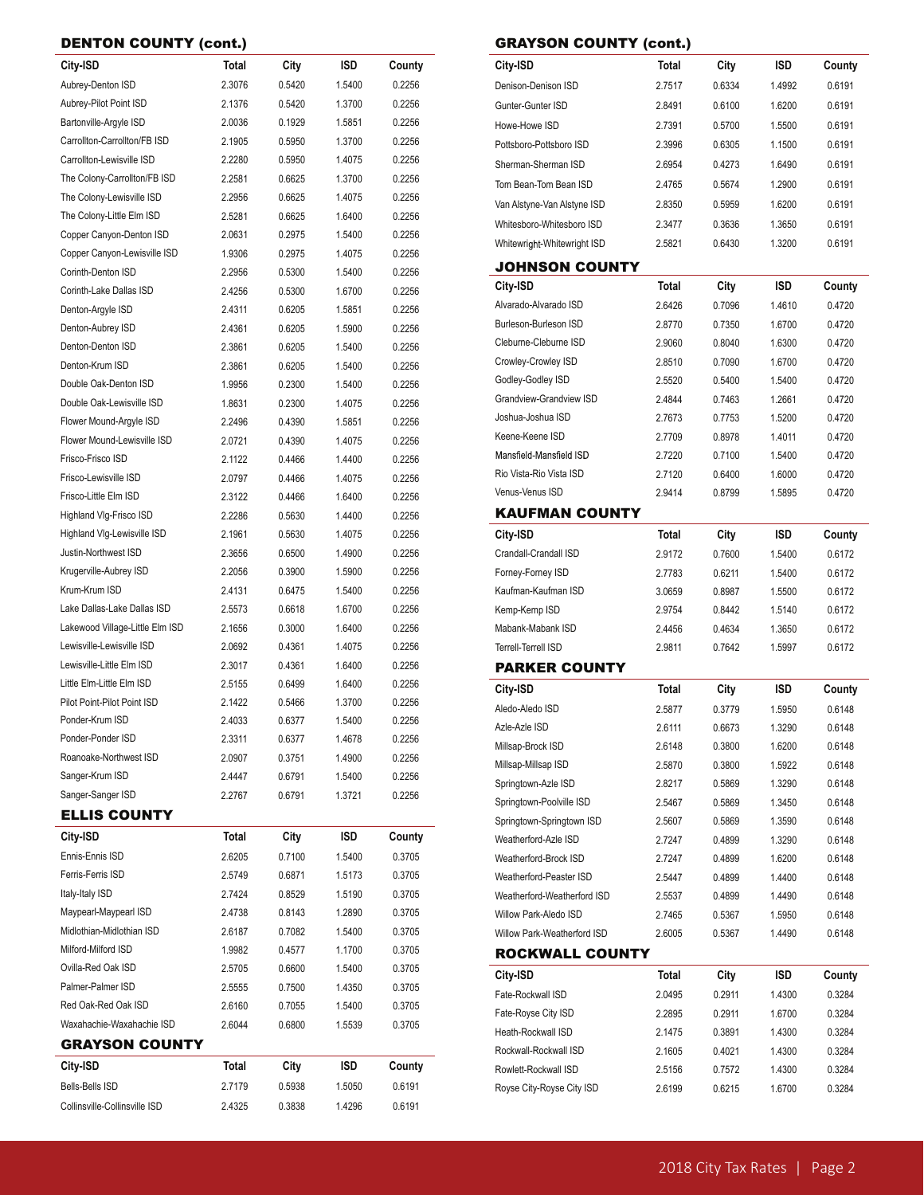## DENTON COUNTY (cont.)

| City-ISD | Total | City | ISD | County |
|---|---|---|---|---|
| Aubrey-Denton ISD | 2.3076 | 0.5420 | 1.5400 | 0.2256 |
| Aubrey-Pilot Point ISD | 2.1376 | 0.5420 | 1.3700 | 0.2256 |
| Bartonville-Argyle ISD | 2.0036 | 0.1929 | 1.5851 | 0.2256 |
| Carrollton-Carrollton/FB ISD | 2.1905 | 0.5950 | 1.3700 | 0.2256 |
| Carrollton-Lewisville ISD | 2.2280 | 0.5950 | 1.4075 | 0.2256 |
| The Colony-Carrollton/FB ISD | 2.2581 | 0.6625 | 1.3700 | 0.2256 |
| The Colony-Lewisville ISD | 2.2956 | 0.6625 | 1.4075 | 0.2256 |
| The Colony-Little Elm ISD | 2.5281 | 0.6625 | 1.6400 | 0.2256 |
| Copper Canyon-Denton ISD | 2.0631 | 0.2975 | 1.5400 | 0.2256 |
| Copper Canyon-Lewisville ISD | 1.9306 | 0.2975 | 1.4075 | 0.2256 |
| Corinth-Denton ISD | 2.2956 | 0.5300 | 1.5400 | 0.2256 |
| Corinth-Lake Dallas ISD | 2.4256 | 0.5300 | 1.6700 | 0.2256 |
| Denton-Argyle ISD | 2.4311 | 0.6205 | 1.5851 | 0.2256 |
| Denton-Aubrey ISD | 2.4361 | 0.6205 | 1.5900 | 0.2256 |
| Denton-Denton ISD | 2.3861 | 0.6205 | 1.5400 | 0.2256 |
| Denton-Krum ISD | 2.3861 | 0.6205 | 1.5400 | 0.2256 |
| Double Oak-Denton ISD | 1.9956 | 0.2300 | 1.5400 | 0.2256 |
| Double Oak-Lewisville ISD | 1.8631 | 0.2300 | 1.4075 | 0.2256 |
| Flower Mound-Argyle ISD | 2.2496 | 0.4390 | 1.5851 | 0.2256 |
| Flower Mound-Lewisville ISD | 2.0721 | 0.4390 | 1.4075 | 0.2256 |
| Frisco-Frisco ISD | 2.1122 | 0.4466 | 1.4400 | 0.2256 |
| Frisco-Lewisville ISD | 2.0797 | 0.4466 | 1.4075 | 0.2256 |
| Frisco-Little Elm ISD | 2.3122 | 0.4466 | 1.6400 | 0.2256 |
| Highland Vlg-Frisco ISD | 2.2286 | 0.5630 | 1.4400 | 0.2256 |
| Highland Vlg-Lewisville ISD | 2.1961 | 0.5630 | 1.4075 | 0.2256 |
| Justin-Northwest ISD | 2.3656 | 0.6500 | 1.4900 | 0.2256 |
| Krugerville-Aubrey ISD | 2.2056 | 0.3900 | 1.5900 | 0.2256 |
| Krum-Krum ISD | 2.4131 | 0.6475 | 1.5400 | 0.2256 |
| Lake Dallas-Lake Dallas ISD | 2.5573 | 0.6618 | 1.6700 | 0.2256 |
| Lakewood Village-Little Elm ISD | 2.1656 | 0.3000 | 1.6400 | 0.2256 |
| Lewisville-Lewisville ISD | 2.0692 | 0.4361 | 1.4075 | 0.2256 |
| Lewisville-Little Elm ISD | 2.3017 | 0.4361 | 1.6400 | 0.2256 |
| Little Elm-Little Elm ISD | 2.5155 | 0.6499 | 1.6400 | 0.2256 |
| Pilot Point-Pilot Point ISD | 2.1422 | 0.5466 | 1.3700 | 0.2256 |
| Ponder-Krum ISD | 2.4033 | 0.6377 | 1.5400 | 0.2256 |
| Ponder-Ponder ISD | 2.3311 | 0.6377 | 1.4678 | 0.2256 |
| Roanoake-Northwest ISD | 2.0907 | 0.3751 | 1.4900 | 0.2256 |
| Sanger-Krum ISD | 2.4447 | 0.6791 | 1.5400 | 0.2256 |
| Sanger-Sanger ISD | 2.2767 | 0.6791 | 1.3721 | 0.2256 |

## ELLIS COUNTY

| City-ISD | Total | City | ISD | County |
|---|---|---|---|---|
| Ennis-Ennis ISD | 2.6205 | 0.7100 | 1.5400 | 0.3705 |
| Ferris-Ferris ISD | 2.5749 | 0.6871 | 1.5173 | 0.3705 |
| Italy-Italy ISD | 2.7424 | 0.8529 | 1.5190 | 0.3705 |
| Maypearl-Maypearl ISD | 2.4738 | 0.8143 | 1.2890 | 0.3705 |
| Midlothian-Midlothian ISD | 2.6187 | 0.7082 | 1.5400 | 0.3705 |
| Milford-Milford ISD | 1.9982 | 0.4577 | 1.1700 | 0.3705 |
| Ovilla-Red Oak ISD | 2.5705 | 0.6600 | 1.5400 | 0.3705 |
| Palmer-Palmer ISD | 2.5555 | 0.7500 | 1.4350 | 0.3705 |
| Red Oak-Red Oak ISD | 2.6160 | 0.7055 | 1.5400 | 0.3705 |
| Waxahachie-Waxahachie ISD | 2.6044 | 0.6800 | 1.5539 | 0.3705 |

## GRAYSON COUNTY

| City-ISD | Total | City | ISD | County |
|---|---|---|---|---|
| Bells-Bells ISD | 2.7179 | 0.5938 | 1.5050 | 0.6191 |
| Collinsville-Collinsville ISD | 2.4325 | 0.3838 | 1.4296 | 0.6191 |
| Denison-Denison ISD | 2.7517 | 0.6334 | 1.4992 | 0.6191 |
| Gunter-Gunter ISD | 2.8491 | 0.6100 | 1.6200 | 0.6191 |
| Howe-Howe ISD | 2.7391 | 0.5700 | 1.5500 | 0.6191 |
| Pottsboro-Pottsboro ISD | 2.3996 | 0.6305 | 1.1500 | 0.6191 |
| Sherman-Sherman ISD | 2.6954 | 0.4273 | 1.6490 | 0.6191 |
| Tom Bean-Tom Bean ISD | 2.4765 | 0.5674 | 1.2900 | 0.6191 |
| Van Alstyne-Van Alstyne ISD | 2.8350 | 0.5959 | 1.6200 | 0.6191 |
| Whitesboro-Whitesboro ISD | 2.3477 | 0.3636 | 1.3650 | 0.6191 |
| Whitewright-Whitewright ISD | 2.5821 | 0.6430 | 1.3200 | 0.6191 |

## JOHNSON COUNTY

| City-ISD | Total | City | ISD | County |
|---|---|---|---|---|
| Alvarado-Alvarado ISD | 2.6426 | 0.7096 | 1.4610 | 0.4720 |
| Burleson-Burleson ISD | 2.8770 | 0.7350 | 1.6700 | 0.4720 |
| Cleburne-Cleburne ISD | 2.9060 | 0.8040 | 1.6300 | 0.4720 |
| Crowley-Crowley ISD | 2.8510 | 0.7090 | 1.6700 | 0.4720 |
| Godley-Godley ISD | 2.5520 | 0.5400 | 1.5400 | 0.4720 |
| Grandview-Grandview ISD | 2.4844 | 0.7463 | 1.2661 | 0.4720 |
| Joshua-Joshua ISD | 2.7673 | 0.7753 | 1.5200 | 0.4720 |
| Keene-Keene ISD | 2.7709 | 0.8978 | 1.4011 | 0.4720 |
| Mansfield-Mansfield ISD | 2.7220 | 0.7100 | 1.5400 | 0.4720 |
| Rio Vista-Rio Vista ISD | 2.7120 | 0.6400 | 1.6000 | 0.4720 |
| Venus-Venus ISD | 2.9414 | 0.8799 | 1.5895 | 0.4720 |

## KAUFMAN COUNTY

| City-ISD | Total | City | ISD | County |
|---|---|---|---|---|
| Crandall-Crandall ISD | 2.9172 | 0.7600 | 1.5400 | 0.6172 |
| Forney-Forney ISD | 2.7783 | 0.6211 | 1.5400 | 0.6172 |
| Kaufman-Kaufman ISD | 3.0659 | 0.8987 | 1.5500 | 0.6172 |
| Kemp-Kemp ISD | 2.9754 | 0.8442 | 1.5140 | 0.6172 |
| Mabank-Mabank ISD | 2.4456 | 0.4634 | 1.3650 | 0.6172 |
| Terrell-Terrell ISD | 2.9811 | 0.7642 | 1.5997 | 0.6172 |

## PARKER COUNTY

| City-ISD | Total | City | ISD | County |
|---|---|---|---|---|
| Aledo-Aledo ISD | 2.5877 | 0.3779 | 1.5950 | 0.6148 |
| Azle-Azle ISD | 2.6111 | 0.6673 | 1.3290 | 0.6148 |
| Millsap-Brock ISD | 2.6148 | 0.3800 | 1.6200 | 0.6148 |
| Millsap-Millsap ISD | 2.5870 | 0.3800 | 1.5922 | 0.6148 |
| Springtown-Azle ISD | 2.8217 | 0.5869 | 1.3290 | 0.6148 |
| Springtown-Poolville ISD | 2.5467 | 0.5869 | 1.3450 | 0.6148 |
| Springtown-Springtown ISD | 2.5607 | 0.5869 | 1.3590 | 0.6148 |
| Weatherford-Azle ISD | 2.7247 | 0.4899 | 1.3290 | 0.6148 |
| Weatherford-Brock ISD | 2.7247 | 0.4899 | 1.6200 | 0.6148 |
| Weatherford-Peaster ISD | 2.5447 | 0.4899 | 1.4400 | 0.6148 |
| Weatherford-Weatherford ISD | 2.5537 | 0.4899 | 1.4490 | 0.6148 |
| Willow Park-Aledo ISD | 2.7465 | 0.5367 | 1.5950 | 0.6148 |
| Willow Park-Weatherford ISD | 2.6005 | 0.5367 | 1.4490 | 0.6148 |

## ROCKWALL COUNTY

| City-ISD | Total | City | ISD | County |
|---|---|---|---|---|
| Fate-Rockwall ISD | 2.0495 | 0.2911 | 1.4300 | 0.3284 |
| Fate-Royse City ISD | 2.2895 | 0.2911 | 1.6700 | 0.3284 |
| Heath-Rockwall ISD | 2.1475 | 0.3891 | 1.4300 | 0.3284 |
| Rockwall-Rockwall ISD | 2.1605 | 0.4021 | 1.4300 | 0.3284 |
| Rowlett-Rockwall ISD | 2.5156 | 0.7572 | 1.4300 | 0.3284 |
| Royse City-Royse City ISD | 2.6199 | 0.6215 | 1.6700 | 0.3284 |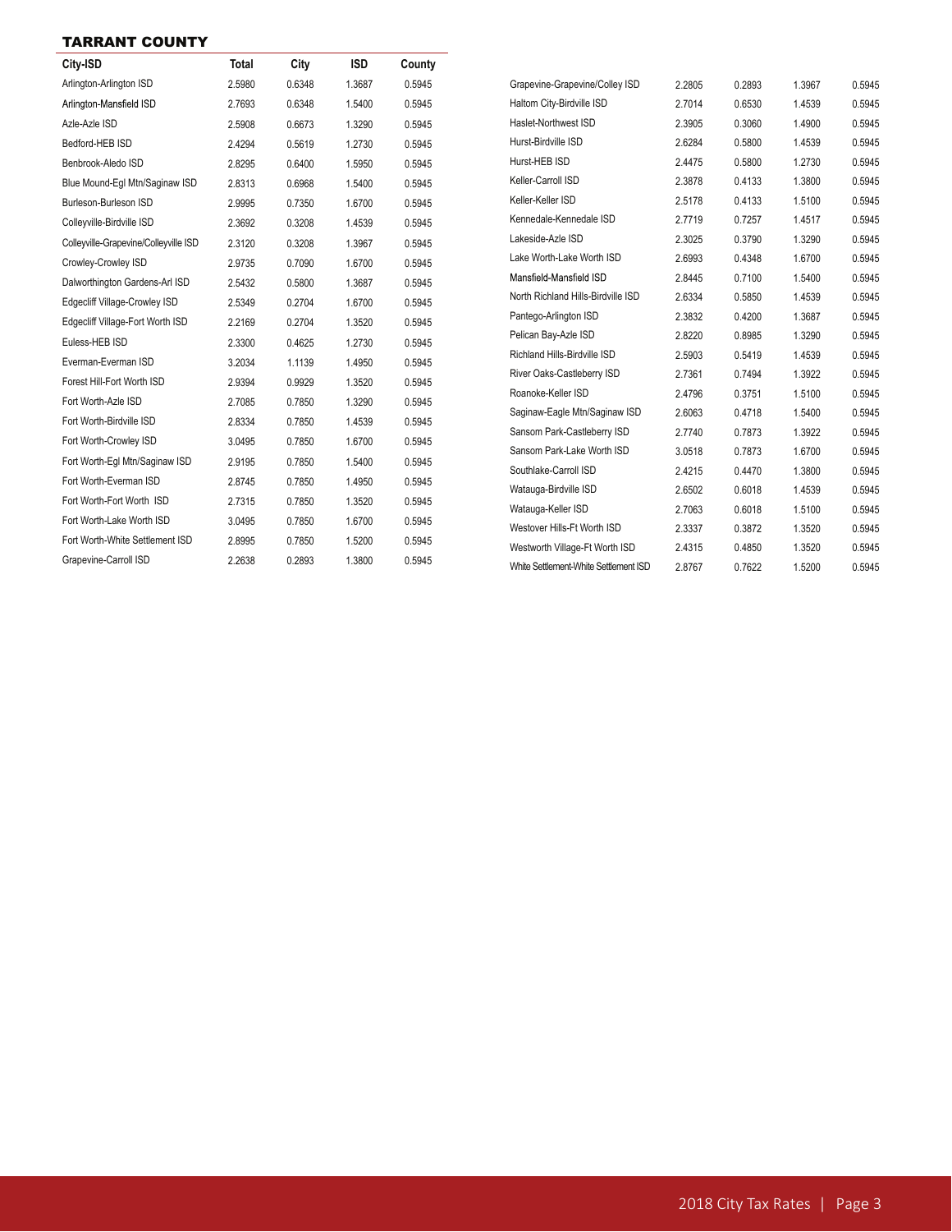## TARRANT COUNTY

| City-ISD | Total | City | ISD | County |
|---|---|---|---|---|
| Arlington-Arlington ISD | 2.5980 | 0.6348 | 1.3687 | 0.5945 |
| Arlington-Mansfield ISD | 2.7693 | 0.6348 | 1.5400 | 0.5945 |
| Azle-Azle ISD | 2.5908 | 0.6673 | 1.3290 | 0.5945 |
| Bedford-HEB ISD | 2.4294 | 0.5619 | 1.2730 | 0.5945 |
| Benbrook-Aledo ISD | 2.8295 | 0.6400 | 1.5950 | 0.5945 |
| Blue Mound-Egl Mtn/Saginaw ISD | 2.8313 | 0.6968 | 1.5400 | 0.5945 |
| Burleson-Burleson ISD | 2.9995 | 0.7350 | 1.6700 | 0.5945 |
| Colleyville-Birdville ISD | 2.3692 | 0.3208 | 1.4539 | 0.5945 |
| Colleyville-Grapevine/Colleyville ISD | 2.3120 | 0.3208 | 1.3967 | 0.5945 |
| Crowley-Crowley ISD | 2.9735 | 0.7090 | 1.6700 | 0.5945 |
| Dalworthington Gardens-Arl ISD | 2.5432 | 0.5800 | 1.3687 | 0.5945 |
| Edgecliff Village-Crowley ISD | 2.5349 | 0.2704 | 1.6700 | 0.5945 |
| Edgecliff Village-Fort Worth ISD | 2.2169 | 0.2704 | 1.3520 | 0.5945 |
| Euless-HEB ISD | 2.3300 | 0.4625 | 1.2730 | 0.5945 |
| Everman-Everman ISD | 3.2034 | 1.1139 | 1.4950 | 0.5945 |
| Forest Hill-Fort Worth ISD | 2.9394 | 0.9929 | 1.3520 | 0.5945 |
| Fort Worth-Azle ISD | 2.7085 | 0.7850 | 1.3290 | 0.5945 |
| Fort Worth-Birdville ISD | 2.8334 | 0.7850 | 1.4539 | 0.5945 |
| Fort Worth-Crowley ISD | 3.0495 | 0.7850 | 1.6700 | 0.5945 |
| Fort Worth-Egl Mtn/Saginaw ISD | 2.9195 | 0.7850 | 1.5400 | 0.5945 |
| Fort Worth-Everman ISD | 2.8745 | 0.7850 | 1.4950 | 0.5945 |
| Fort Worth-Fort Worth ISD | 2.7315 | 0.7850 | 1.3520 | 0.5945 |
| Fort Worth-Lake Worth ISD | 3.0495 | 0.7850 | 1.6700 | 0.5945 |
| Fort Worth-White Settlement ISD | 2.8995 | 0.7850 | 1.5200 | 0.5945 |
| Grapevine-Carroll ISD | 2.2638 | 0.2893 | 1.3800 | 0.5945 |
| Grapevine-Grapevine/Colley ISD | 2.2805 | 0.2893 | 1.3967 | 0.5945 |
| Haltom City-Birdville ISD | 2.7014 | 0.6530 | 1.4539 | 0.5945 |
| Haslet-Northwest ISD | 2.3905 | 0.3060 | 1.4900 | 0.5945 |
| Hurst-Birdville ISD | 2.6284 | 0.5800 | 1.4539 | 0.5945 |
| Hurst-HEB ISD | 2.4475 | 0.5800 | 1.2730 | 0.5945 |
| Keller-Carroll ISD | 2.3878 | 0.4133 | 1.3800 | 0.5945 |
| Keller-Keller ISD | 2.5178 | 0.4133 | 1.5100 | 0.5945 |
| Kennedale-Kennedale ISD | 2.7719 | 0.7257 | 1.4517 | 0.5945 |
| Lakeside-Azle ISD | 2.3025 | 0.3790 | 1.3290 | 0.5945 |
| Lake Worth-Lake Worth ISD | 2.6993 | 0.4348 | 1.6700 | 0.5945 |
| Mansfield-Mansfield ISD | 2.8445 | 0.7100 | 1.5400 | 0.5945 |
| North Richland Hills-Birdville ISD | 2.6334 | 0.5850 | 1.4539 | 0.5945 |
| Pantego-Arlington ISD | 2.3832 | 0.4200 | 1.3687 | 0.5945 |
| Pelican Bay-Azle ISD | 2.8220 | 0.8985 | 1.3290 | 0.5945 |
| Richland Hills-Birdville ISD | 2.5903 | 0.5419 | 1.4539 | 0.5945 |
| River Oaks-Castleberry ISD | 2.7361 | 0.7494 | 1.3922 | 0.5945 |
| Roanoke-Keller ISD | 2.4796 | 0.3751 | 1.5100 | 0.5945 |
| Saginaw-Eagle Mtn/Saginaw ISD | 2.6063 | 0.4718 | 1.5400 | 0.5945 |
| Sansom Park-Castleberry ISD | 2.7740 | 0.7873 | 1.3922 | 0.5945 |
| Sansom Park-Lake Worth ISD | 3.0518 | 0.7873 | 1.6700 | 0.5945 |
| Southlake-Carroll ISD | 2.4215 | 0.4470 | 1.3800 | 0.5945 |
| Watauga-Birdville ISD | 2.6502 | 0.6018 | 1.4539 | 0.5945 |
| Watauga-Keller ISD | 2.7063 | 0.6018 | 1.5100 | 0.5945 |
| Westover Hills-Ft Worth ISD | 2.3337 | 0.3872 | 1.3520 | 0.5945 |
| Westworth Village-Ft Worth ISD | 2.4315 | 0.4850 | 1.3520 | 0.5945 |
| White Settlement-White Settlement ISD | 2.8767 | 0.7622 | 1.5200 | 0.5945 |